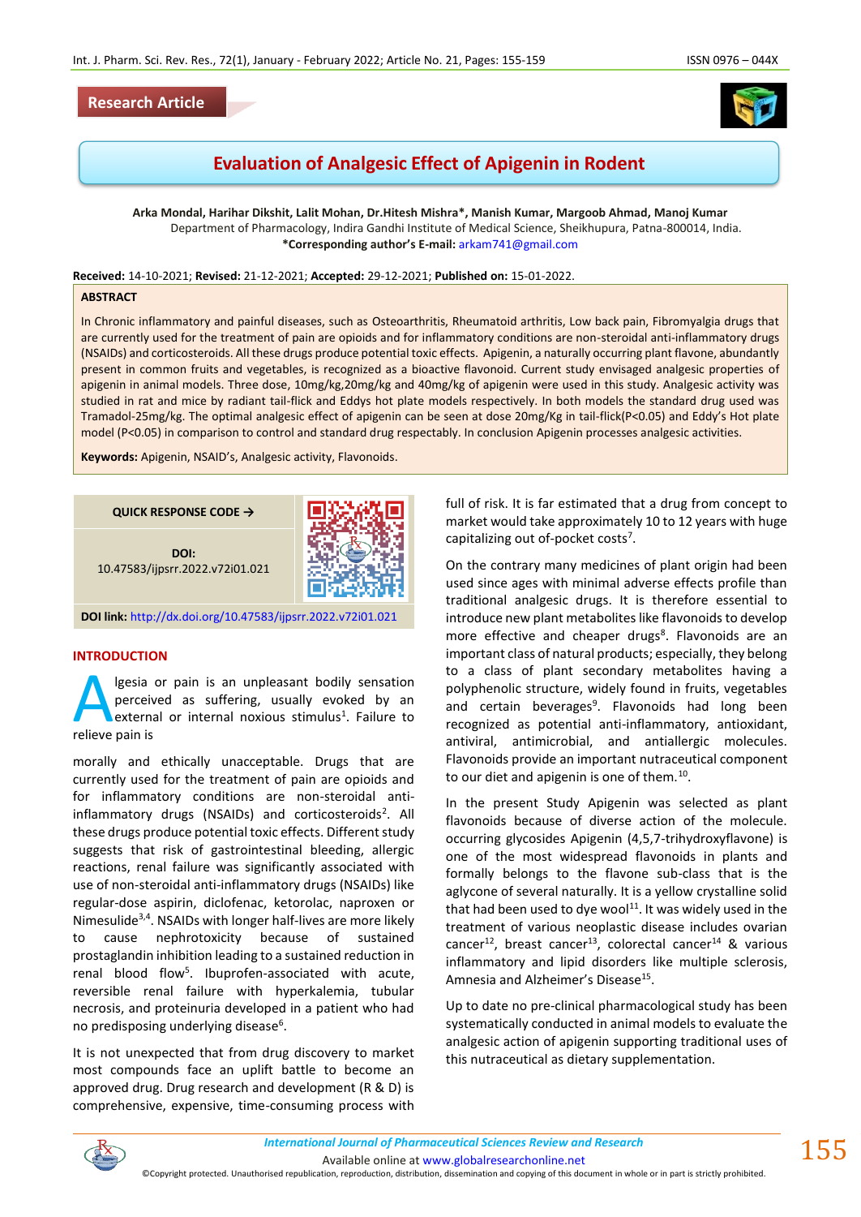Research Article

# Evaluation of Analgesic Effect of Apigenin in Rodent

**Arka Mondal, Harihar Dikshit, Lalit Mohan, Dr.Hitesh Mishra\*, Manish Kumar, Margoob Ahmad, Manoj Kumar**
Department of Pharmacology, Indira Gandhi Institute of Medical Science, Sheikhupura, Patna-800014, India.
**\*Corresponding author's E-mail:** arkam741@gmail.com

**Received:** 14-10-2021; **Revised:** 21-12-2021; **Accepted:** 29-12-2021; **Published on:** 15-01-2022.

## ABSTRACT

In Chronic inflammatory and painful diseases, such as Osteoarthritis, Rheumatoid arthritis, Low back pain, Fibromyalgia drugs that are currently used for the treatment of pain are opioids and for inflammatory conditions are non-steroidal anti-inflammatory drugs (NSAIDs) and corticosteroids. All these drugs produce potential toxic effects. Apigenin, a naturally occurring plant flavone, abundantly present in common fruits and vegetables, is recognized as a bioactive flavonoid. Current study envisaged analgesic properties of apigenin in animal models. Three dose, 10mg/kg,20mg/kg and 40mg/kg of apigenin were used in this study. Analgesic activity was studied in rat and mice by radiant tail-flick and Eddys hot plate models respectively. In both models the standard drug used was Tramadol-25mg/kg. The optimal analgesic effect of apigenin can be seen at dose 20mg/Kg in tail-flick($P<0.05$) and Eddy's Hot plate model ($P<0.05$) in comparison to control and standard drug respectably. In conclusion Apigenin processes analgesic activities.

**Keywords:** Apigenin, NSAID's, Analgesic activity, Flavonoids.

**QUICK RESPONSE CODE →**

**DOI:** 10.47583/ijpsrr.2022.v72i01.021

**DOI link:** http://dx.doi.org/10.47583/ijpsrr.2022.v72i01.021

## INTRODUCTION

Algesia or pain is an unpleasant bodily sensation perceived as suffering, usually evoked by an external or internal noxious stimulus[1]. Failure to relieve pain is morally and ethically unacceptable. Drugs that are currently used for the treatment of pain are opioids and for inflammatory conditions are non-steroidal anti-inflammatory drugs (NSAIDs) and corticosteroids[2]. All these drugs produce potential toxic effects. Different study suggests that risk of gastrointestinal bleeding, allergic reactions, renal failure was significantly associated with use of non-steroidal anti-inflammatory drugs (NSAIDs) like regular-dose aspirin, diclofenac, ketorolac, naproxen or Nimesulide[3,4]. NSAIDs with longer half-lives are more likely to cause nephrotoxicity because of sustained prostaglandin inhibition leading to a sustained reduction in renal blood flow[5]. Ibuprofen-associated with acute, reversible renal failure with hyperkalemia, tubular necrosis, and proteinuria developed in a patient who had no predisposing underlying disease[6].

It is not unexpected that from drug discovery to market most compounds face an uplift battle to become an approved drug. Drug research and development (R & D) is comprehensive, expensive, time-consuming process with full of risk. It is far estimated that a drug from concept to market would take approximately 10 to 12 years with huge capitalizing out of-pocket costs[7].

On the contrary many medicines of plant origin had been used since ages with minimal adverse effects profile than traditional analgesic drugs. It is therefore essential to introduce new plant metabolites like flavonoids to develop more effective and cheaper drugs[8]. Flavonoids are an important class of natural products; especially, they belong to a class of plant secondary metabolites having a polyphenolic structure, widely found in fruits, vegetables and certain beverages[9]. Flavonoids had long been recognized as potential anti-inflammatory, antioxidant, antiviral, antimicrobial, and antiallergic molecules. Flavonoids provide an important nutraceutical component to our diet and apigenin is one of them.[10].

In the present Study Apigenin was selected as plant flavonoids because of diverse action of the molecule. occurring glycosides Apigenin (4,5,7-trihydroxyflavone) is one of the most widespread flavonoids in plants and formally belongs to the flavone sub-class that is the aglycone of several naturally. It is a yellow crystalline solid that had been used to dye wool[11]. It was widely used in the treatment of various neoplastic disease includes ovarian cancer[12], breast cancer[13], colorectal cancer[14] & various inflammatory and lipid disorders like multiple sclerosis, Amnesia and Alzheimer's Disease[15].

Up to date no pre-clinical pharmacological study has been systematically conducted in animal models to evaluate the analgesic action of apigenin supporting traditional uses of this nutraceutical as dietary supplementation.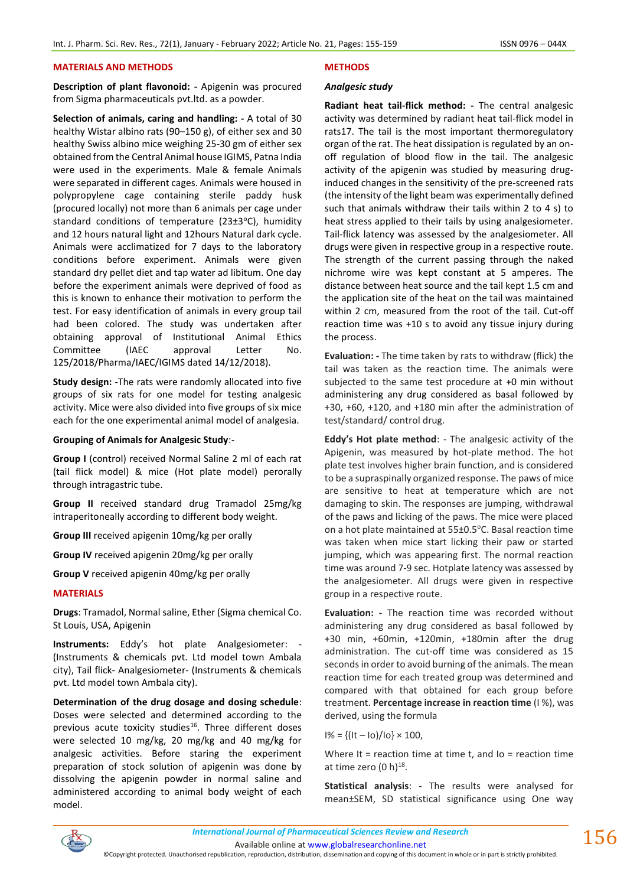## MATERIALS AND METHODS

**Description of plant flavonoid: -** Apigenin was procured from Sigma pharmaceuticals pvt.ltd. as a powder.

**Selection of animals, caring and handling: -** A total of 30 healthy Wistar albino rats (90–150 g), of either sex and 30 healthy Swiss albino mice weighing 25-30 gm of either sex obtained from the Central Animal house IGIMS, Patna India were used in the experiments. Male & female Animals were separated in different cages. Animals were housed in polypropylene cage containing sterile paddy husk (procured locally) not more than 6 animals per cage under standard conditions of temperature (23±3°C), humidity and 12 hours natural light and 12hours Natural dark cycle. Animals were acclimatized for 7 days to the laboratory conditions before experiment. Animals were given standard dry pellet diet and tap water ad libitum. One day before the experiment animals were deprived of food as this is known to enhance their motivation to perform the test. For easy identification of animals in every group tail had been colored. The study was undertaken after obtaining approval of Institutional Animal Ethics Committee (IAEC approval Letter No. 125/2018/Pharma/IAEC/IGIMS dated 14/12/2018).

**Study design:** -The rats were randomly allocated into five groups of six rats for one model for testing analgesic activity. Mice were also divided into five groups of six mice each for the one experimental animal model of analgesia.

**Grouping of Animals for Analgesic Study**:-

**Group I** (control) received Normal Saline 2 ml of each rat (tail flick model) & mice (Hot plate model) perorally through intragastric tube.

**Group II** received standard drug Tramadol 25mg/kg intraperitoneally according to different body weight.

**Group III** received apigenin 10mg/kg per orally

**Group IV** received apigenin 20mg/kg per orally

**Group V** received apigenin 40mg/kg per orally

## MATERIALS

**Drugs**: Tramadol, Normal saline, Ether (Sigma chemical Co. St Louis, USA, Apigenin

**Instruments:** Eddy's hot plate Analgesiometer: - (Instruments & chemicals pvt. Ltd model town Ambala city), Tail flick- Analgesiometer- (Instruments & chemicals pvt. Ltd model town Ambala city).

**Determination of the drug dosage and dosing schedule**: Doses were selected and determined according to the previous acute toxicity studies[16]. Three different doses were selected 10 mg/kg, 20 mg/kg and 40 mg/kg for analgesic activities. Before staring the experiment preparation of stock solution of apigenin was done by dissolving the apigenin powder in normal saline and administered according to animal body weight of each model.

## METHODS

### *Analgesic study*

**Radiant heat tail-flick method: -** The central analgesic activity was determined by radiant heat tail-flick model in rats17. The tail is the most important thermoregulatory organ of the rat. The heat dissipation is regulated by an on-off regulation of blood flow in the tail. The analgesic activity of the apigenin was studied by measuring drug-induced changes in the sensitivity of the pre-screened rats (the intensity of the light beam was experimentally defined such that animals withdraw their tails within 2 to 4 s) to heat stress applied to their tails by using analgesiometer. Tail-flick latency was assessed by the analgesiometer. All drugs were given in respective group in a respective route. The strength of the current passing through the naked nichrome wire was kept constant at 5 amperes. The distance between heat source and the tail kept 1.5 cm and the application site of the heat on the tail was maintained within 2 cm, measured from the root of the tail. Cut-off reaction time was +10 s to avoid any tissue injury during the process.

**Evaluation: -** The time taken by rats to withdraw (flick) the tail was taken as the reaction time. The animals were subjected to the same test procedure at +0 min without administering any drug considered as basal followed by +30, +60, +120, and +180 min after the administration of test/standard/ control drug.

**Eddy's Hot plate method**: - The analgesic activity of the Apigenin, was measured by hot-plate method. The hot plate test involves higher brain function, and is considered to be a supraspinally organized response. The paws of mice are sensitive to heat at temperature which are not damaging to skin. The responses are jumping, withdrawal of the paws and licking of the paws. The mice were placed on a hot plate maintained at 55±0.5°C. Basal reaction time was taken when mice start licking their paw or started jumping, which was appearing first. The normal reaction time was around 7-9 sec. Hotplate latency was assessed by the analgesiometer. All drugs were given in respective group in a respective route.

**Evaluation: -** The reaction time was recorded without administering any drug considered as basal followed by +30 min, +60min, +120min, +180min after the drug administration. The cut-off time was considered as 15 seconds in order to avoid burning of the animals. The mean reaction time for each treated group was determined and compared with that obtained for each group before treatment. **Percentage increase in reaction time** (I %), was derived, using the formula

$$I\% = \{(It - Io)/Io\} \times 100,$$

Where It = reaction time at time t, and Io = reaction time at time zero (0 h)[18].

**Statistical analysis**: - The results were analysed for mean±SEM, SD statistical significance using One way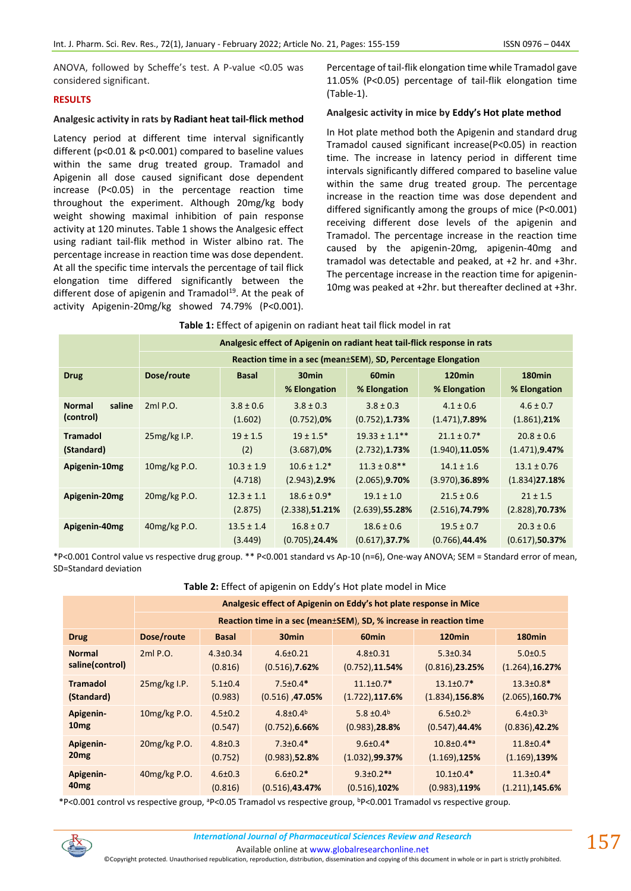ANOVA, followed by Scheffe's test. A P-value <0.05 was considered significant.

## RESULTS

### Analgesic activity in rats by Radiant heat tail-flick method

Latency period at different time interval significantly different (p<0.01 & p<0.001) compared to baseline values within the same drug treated group. Tramadol and Apigenin all dose caused significant dose dependent increase (P<0.05) in the percentage reaction time throughout the experiment. Although 20mg/kg body weight showing maximal inhibition of pain response activity at 120 minutes. Table 1 shows the Analgesic effect using radiant tail-flik method in Wister albino rat. The percentage increase in reaction time was dose dependent. At all the specific time intervals the percentage of tail flick elongation time differed significantly between the different dose of apigenin and Tramadol[19]. At the peak of activity Apigenin-20mg/kg showed 74.79% (P<0.001). Percentage of tail-flik elongation time while Tramadol gave 11.05% (P<0.05) percentage of tail-flik elongation time (Table-1).

### Analgesic activity in mice by Eddy's Hot plate method

In Hot plate method both the Apigenin and standard drug Tramadol caused significant increase(P<0.05) in reaction time. The increase in latency period in different time intervals significantly differed compared to baseline value within the same drug treated group. The percentage increase in the reaction time was dose dependent and differed significantly among the groups of mice (P<0.001) receiving different dose levels of the apigenin and Tramadol. The percentage increase in the reaction time caused by the apigenin-20mg, apigenin-40mg and tramadol was detectable and peaked, at +2 hr. and +3hr. The percentage increase in the reaction time for apigenin-10mg was peaked at +2hr. but thereafter declined at +3hr.

**Table 1:** Effect of apigenin on radiant heat tail flick model in rat

| | Analgesic effect of Apigenin on radiant heat tail-flick response in rats | | | | | |
|---|---|---|---|---|---|---|
| | Reaction time in a sec (mean±SEM), SD, Percentage Elongation | | | | | |
| **Drug** | **Dose/route** | **Basal** | **30min % Elongation** | **60min % Elongation** | **120min % Elongation** | **180min % Elongation** |
| **Normal saline (control)** | 2ml P.O. | 3.8 ± 0.6 (1.602) | 3.8 ± 0.3 (0.752),**0%** | 3.8 ± 0.3 (0.752),**1.73%** | 4.1 ± 0.6 (1.471),**7.89%** | 4.6 ± 0.7 (1.861),**21%** |
| **Tramadol (Standard)** | 25mg/kg I.P. | 19 ± 1.5 (2) | 19 ± 1.5* (3.687),**0%** | 19.33 ± 1.1** (2.732),**1.73%** | 21.1 ± 0.7* (1.940),**11.05%** | 20.8 ± 0.6 (1.471),**9.47%** |
| **Apigenin-10mg** | 10mg/kg P.O. | 10.3 ± 1.9 (4.718) | 10.6 ± 1.2* (2.943),**2.9%** | 11.3 ± 0.8** (2.065),**9.70%** | 14.1 ± 1.6 (3.970),**36.89%** | 13.1 ± 0.76 (1.834)**27.18%** |
| **Apigenin-20mg** | 20mg/kg P.O. | 12.3 ± 1.1 (2.875) | 18.6 ± 0.9* (2.338),**51.21%** | 19.1 ± 1.0 (2.639),**55.28%** | 21.5 ± 0.6 (2.516),**74.79%** | 21 ± 1.5 (2.828),**70.73%** |
| **Apigenin-40mg** | 40mg/kg P.O. | 13.5 ± 1.4 (3.449) | 16.8 ± 0.7 (0.705),**24.4%** | 18.6 ± 0.6 (0.617),**37.7%** | 19.5 ± 0.7 (0.766),**44.4%** | 20.3 ± 0.6 (0.617),**50.37%** |

*P<0.001 Control value vs respective drug group. ** P<0.001 standard vs Ap-10 (n=6), One-way ANOVA; SEM = Standard error of mean, SD=Standard deviation

**Table 2:** Effect of apigenin on Eddy's Hot plate model in Mice

| | Analgesic effect of Apigenin on Eddy's hot plate response in Mice | | | | | |
|---|---|---|---|---|---|---|
| | Reaction time in a sec (mean±SEM), SD, % increase in reaction time | | | | | |
| **Drug** | **Dose/route** | **Basal** | **30min** | **60min** | **120min** | **180min** |
| **Normal saline(control)** | 2ml P.O. | 4.3±0.34 (0.816) | 4.6±0.21 (0.516),**7.62%** | 4.8±0.31 (0.752),**11.54%** | 5.3±0.34 (0.816),**23.25%** | 5.0±0.5 (1.264),**16.27%** |
| **Tramadol (Standard)** | 25mg/kg I.P. | 5.1±0.4 (0.983) | 7.5±0.4* (0.516) ,**47.05%** | 11.1±0.7* (1.722),**117.6%** | 13.1±0.7* (1.834),**156.8%** | 13.3±0.8* (2.065),**160.7%** |
| **Apigenin-10mg** | 10mg/kg P.O. | 4.5±0.2 (0.547) | 4.8±0.4[b] (0.752),**6.66%** | 5.8 ±0.4[b] (0.983),**28.8%** | 6.5±0.2[b] (0.547),**44.4%** | 6.4±0.3[b] (0.836),**42.2%** |
| **Apigenin-20mg** | 20mg/kg P.O. | 4.8±0.3 (0.752) | 7.3±0.4* (0.983),**52.8%** | 9.6±0.4* (1.032),**99.37%** | 10.8±0.4*[a] (1.169),**125%** | 11.8±0.4* (1.169),**139%** |
| **Apigenin-40mg** | 40mg/kg P.O. | 4.6±0.3 (0.816) | 6.6±0.2* (0.516),**43.47%** | 9.3±0.2*[a] (0.516),**102%** | 10.1±0.4* (0.983),**119%** | 11.3±0.4* (1.211),**145.6%** |

*P<0.001 control vs respective group, [a]P<0.05 Tramadol vs respective group, [b]P<0.001 Tramadol vs respective group.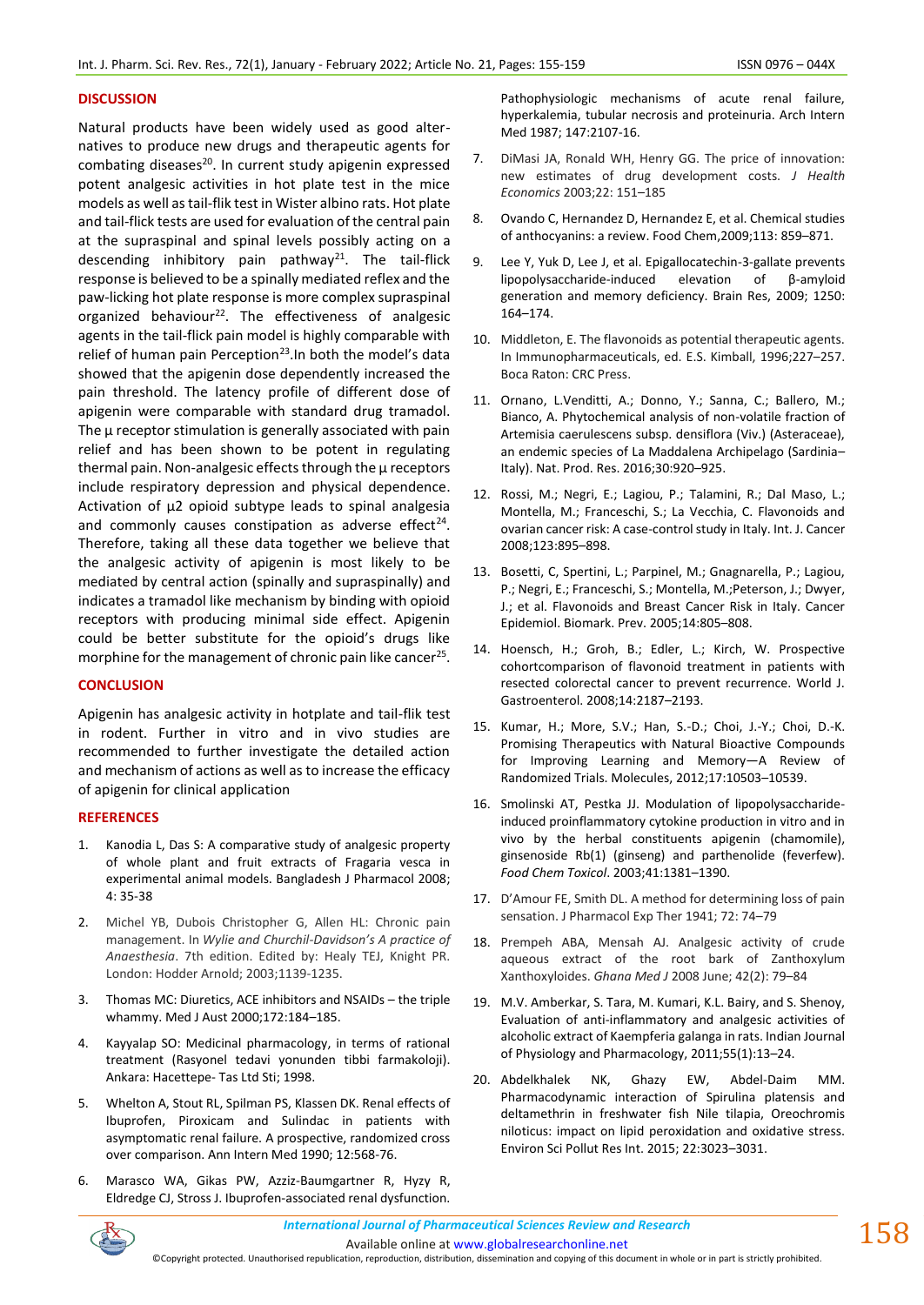## DISCUSSION

Natural products have been widely used as good alternatives to produce new drugs and therapeutic agents for combating diseases[20]. In current study apigenin expressed potent analgesic activities in hot plate test in the mice models as well as tail-flick test in Wister albino rats. Hot plate and tail-flick tests are used for evaluation of the central pain at the supraspinal and spinal levels possibly acting on a descending inhibitory pain pathway[21]. The tail-flick response is believed to be a spinally mediated reflex and the paw-licking hot plate response is more complex supraspinal organized behaviour[22]. The effectiveness of analgesic agents in the tail-flick pain model is highly comparable with relief of human pain Perception[23].In both the model's data showed that the apigenin dose dependently increased the pain threshold. The latency profile of different dose of apigenin were comparable with standard drug tramadol. The µ receptor stimulation is generally associated with pain relief and has been shown to be potent in regulating thermal pain. Non-analgesic effects through the µ receptors include respiratory depression and physical dependence. Activation of µ2 opioid subtype leads to spinal analgesia and commonly causes constipation as adverse effect[24]. Therefore, taking all these data together we believe that the analgesic activity of apigenin is most likely to be mediated by central action (spinally and supraspinally) and indicates a tramadol like mechanism by binding with opioid receptors with producing minimal side effect. Apigenin could be better substitute for the opioid's drugs like morphine for the management of chronic pain like cancer[25].

## CONCLUSION

Apigenin has analgesic activity in hotplate and tail-flik test in rodent. Further in vitro and in vivo studies are recommended to further investigate the detailed action and mechanism of actions as well as to increase the efficacy of apigenin for clinical application

## REFERENCES

1. Kanodia L, Das S: A comparative study of analgesic property of whole plant and fruit extracts of Fragaria vesca in experimental animal models. Bangladesh J Pharmacol 2008; 4: 35-38
2. Michel YB, Dubois Christopher G, Allen HL: Chronic pain management. In *Wylie and Churchil-Davidson's A practice of Anaesthesia*. 7th edition. Edited by: Healy TEJ, Knight PR. London: Hodder Arnold; 2003;1139-1235.
3. Thomas MC: Diuretics, ACE inhibitors and NSAIDs – the triple whammy. Med J Aust 2000;172:184–185.
4. Kayyalap SO: Medicinal pharmacology, in terms of rational treatment (Rasyonel tedavi yonunden tibbi farmakoloji). Ankara: Hacettepe- Tas Ltd Sti; 1998.
5. Whelton A, Stout RL, Spilman PS, Klassen DK. Renal effects of Ibuprofen, Piroxicam and Sulindac in patients with asymptomatic renal failure. A prospective, randomized cross over comparison. Ann Intern Med 1990; 12:568-76.
6. Marasco WA, Gikas PW, Azziz-Baumgartner R, Hyzy R, Eldredge CJ, Stross J. Ibuprofen-associated renal dysfunction. Pathophysiologic mechanisms of acute renal failure, hyperkalemia, tubular necrosis and proteinuria. Arch Intern Med 1987; 147:2107-16.
7. DiMasi JA, Ronald WH, Henry GG. The price of innovation: new estimates of drug development costs. *J Health Economics* 2003;22: 151–185
8. Ovando C, Hernandez D, Hernandez E, et al. Chemical studies of anthocyanins: a review. Food Chem,2009;113: 859–871.
9. Lee Y, Yuk D, Lee J, et al. Epigallocatechin-3-gallate prevents lipopolysaccharide-induced elevation of β-amyloid generation and memory deficiency. Brain Res, 2009; 1250: 164–174.
10. Middleton, E. The flavonoids as potential therapeutic agents. In Immunopharmaceuticals, ed. E.S. Kimball, 1996;227–257. Boca Raton: CRC Press.
11. Ornano, L.Venditti, A.; Donno, Y.; Sanna, C.; Ballero, M.; Bianco, A. Phytochemical analysis of non-volatile fraction of Artemisia caerulescens subsp. densiflora (Viv.) (Asteraceae), an endemic species of La Maddalena Archipelago (Sardinia–Italy). Nat. Prod. Res. 2016;30:920–925.
12. Rossi, M.; Negri, E.; Lagiou, P.; Talamini, R.; Dal Maso, L.; Montella, M.; Franceschi, S.; La Vecchia, C. Flavonoids and ovarian cancer risk: A case-control study in Italy. Int. J. Cancer 2008;123:895–898.
13. Bosetti, C, Spertini, L.; Parpinel, M.; Gnagnarella, P.; Lagiou, P.; Negri, E.; Franceschi, S.; Montella, M.;Peterson, J.; Dwyer, J.; et al. Flavonoids and Breast Cancer Risk in Italy. Cancer Epidemiol. Biomark. Prev. 2005;14:805–808.
14. Hoensch, H.; Groh, B.; Edler, L.; Kirch, W. Prospective cohortcomparison of flavonoid treatment in patients with resected colorectal cancer to prevent recurrence. World J. Gastroenterol. 2008;14:2187–2193.
15. Kumar, H.; More, S.V.; Han, S.-D.; Choi, J.-Y.; Choi, D.-K. Promising Therapeutics with Natural Bioactive Compounds for Improving Learning and Memory—A Review of Randomized Trials. Molecules, 2012;17:10503–10539.
16. Smolinski AT, Pestka JJ. Modulation of lipopolysaccharide-induced proinflammatory cytokine production in vitro and in vivo by the herbal constituents apigenin (chamomile), ginsenoside Rb(1) (ginseng) and parthenolide (feverfew). *Food Chem Toxicol*. 2003;41:1381–1390.
17. D'Amour FE, Smith DL. A method for determining loss of pain sensation. J Pharmacol Exp Ther 1941; 72: 74–79
18. Prempeh ABA, Mensah AJ. Analgesic activity of crude aqueous extract of the root bark of Zanthoxylum Xanthoxyloides. *Ghana Med J* 2008 June; 42(2): 79–84
19. M.V. Amberkar, S. Tara, M. Kumari, K.L. Bairy, and S. Shenoy, Evaluation of anti-inflammatory and analgesic activities of alcoholic extract of Kaempferia galanga in rats. Indian Journal of Physiology and Pharmacology, 2011;55(1):13–24.
20. Abdelkhalek NK, Ghazy EW, Abdel-Daim MM. Pharmacodynamic interaction of Spirulina platensis and deltamethrin in freshwater fish Nile tilapia, Oreochromis niloticus: impact on lipid peroxidation and oxidative stress. Environ Sci Pollut Res Int. 2015; 22:3023–3031.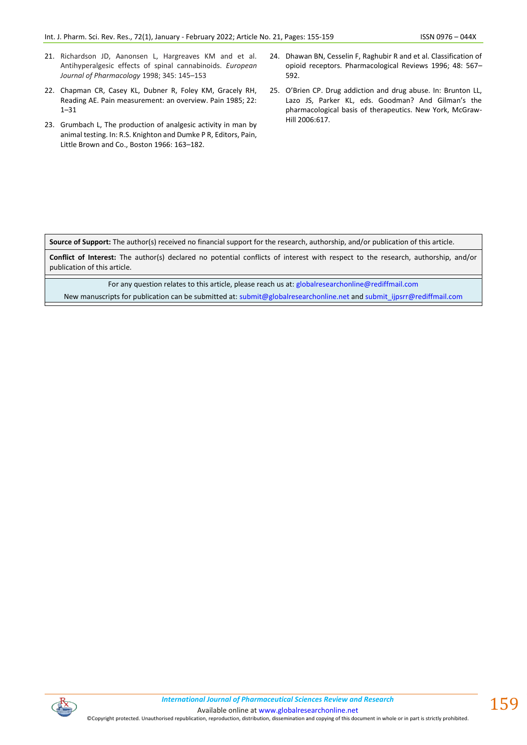21. Richardson JD, Aanonsen L, Hargreaves KM and et al. Antihyperalgesic effects of spinal cannabinoids. *European Journal of Pharmacology* 1998; 345: 145–153

22. Chapman CR, Casey KL, Dubner R, Foley KM, Gracely RH, Reading AE. Pain measurement: an overview. Pain 1985; 22: 1–31

23. Grumbach L, The production of analgesic activity in man by animal testing. In: R.S. Knighton and Dumke P R, Editors, Pain, Little Brown and Co., Boston 1966: 163–182.

24. Dhawan BN, Cesselin F, Raghubir R and et al. Classification of opioid receptors. Pharmacological Reviews 1996; 48: 567–592.

25. O'Brien CP. Drug addiction and drug abuse. In: Brunton LL, Lazo JS, Parker KL, eds. Goodman? And Gilman's the pharmacological basis of therapeutics. New York, McGraw-Hill 2006:617.

**Source of Support:** The author(s) received no financial support for the research, authorship, and/or publication of this article.

**Conflict of Interest:** The author(s) declared no potential conflicts of interest with respect to the research, authorship, and/or publication of this article.

For any question relates to this article, please reach us at: globalresearchonline@rediffmail.com

New manuscripts for publication can be submitted at: submit@globalresearchonline.net and submit_ijpsrr@rediffmail.com